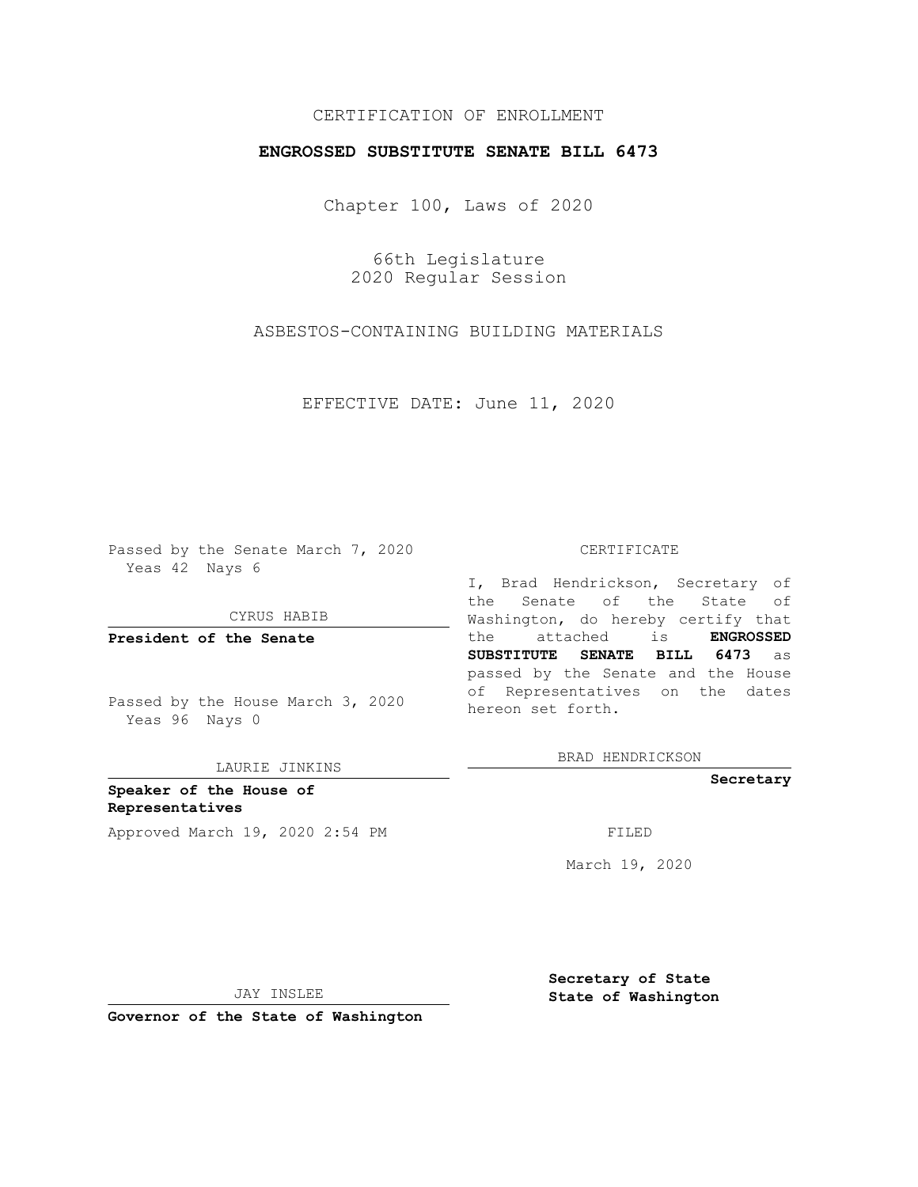CERTIFICATION OF ENROLLMENT

**ENGROSSED SUBSTITUTE SENATE BILL 6473**

Chapter 100, Laws of 2020

66th Legislature
2020 Regular Session

ASBESTOS-CONTAINING BUILDING MATERIALS

EFFECTIVE DATE: June 11, 2020

Passed by the Senate March 7, 2020
Yeas 42 Nays 6

CYRUS HABIB

**President of the Senate**

Passed by the House March 3, 2020
Yeas 96 Nays 0

LAURIE JINKINS

**Speaker of the House of Representatives**

Approved March 19, 2020 2:54 PM

JAY INSLEE

**Governor of the State of Washington**

CERTIFICATE

I, Brad Hendrickson, Secretary of the Senate of the State of Washington, do hereby certify that the attached is **ENGROSSED SUBSTITUTE SENATE BILL 6473** as passed by the Senate and the House of Representatives on the dates hereon set forth.

BRAD HENDRICKSON

**Secretary**

FILED

March 19, 2020

**Secretary of State**
**State of Washington**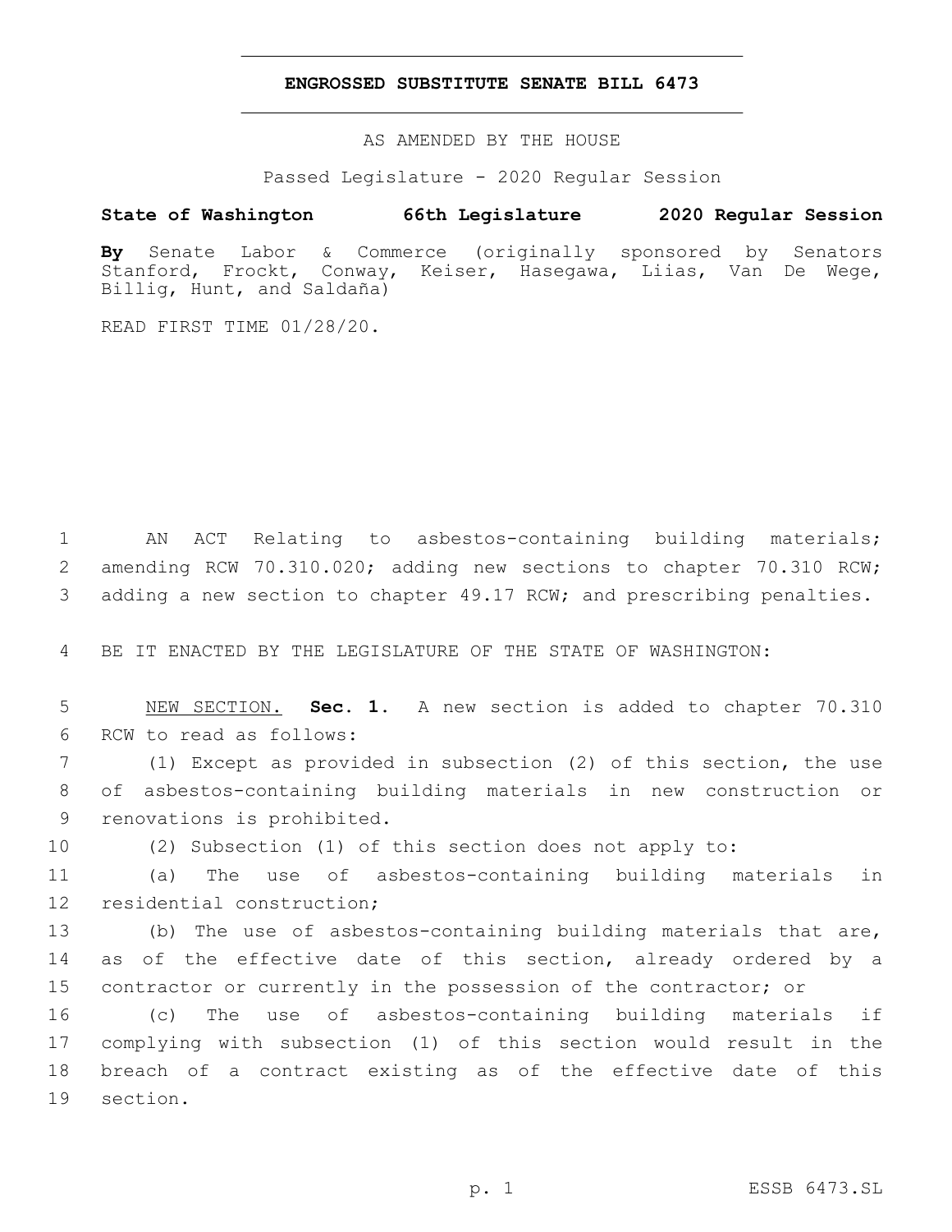# ENGROSSED SUBSTITUTE SENATE BILL 6473

AS AMENDED BY THE HOUSE

Passed Legislature - 2020 Regular Session

**State of Washington 66th Legislature 2020 Regular Session**

**By** Senate Labor & Commerce (originally sponsored by Senators Stanford, Frockt, Conway, Keiser, Hasegawa, Liias, Van De Wege, Billig, Hunt, and Saldaña)

READ FIRST TIME 01/28/20.

AN ACT Relating to asbestos-containing building materials; amending RCW 70.310.020; adding new sections to chapter 70.310 RCW; adding a new section to chapter 49.17 RCW; and prescribing penalties.

BE IT ENACTED BY THE LEGISLATURE OF THE STATE OF WASHINGTON:

NEW SECTION. **Sec. 1.** A new section is added to chapter 70.310 RCW to read as follows:

(1) Except as provided in subsection (2) of this section, the use of asbestos-containing building materials in new construction or renovations is prohibited.

(2) Subsection (1) of this section does not apply to:

(a) The use of asbestos-containing building materials in residential construction;

(b) The use of asbestos-containing building materials that are, as of the effective date of this section, already ordered by a contractor or currently in the possession of the contractor; or

(c) The use of asbestos-containing building materials if complying with subsection (1) of this section would result in the breach of a contract existing as of the effective date of this section.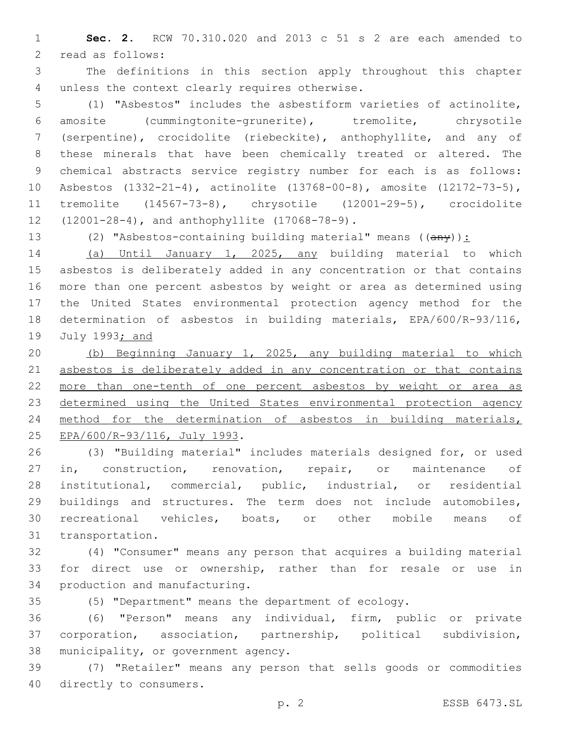**Sec. 2.** RCW 70.310.020 and 2013 c 51 s 2 are each amended to read as follows:

The definitions in this section apply throughout this chapter unless the context clearly requires otherwise.

(1) "Asbestos" includes the asbestiform varieties of actinolite, amosite (cummingtonite-grunerite), tremolite, chrysotile (serpentine), crocidolite (riebeckite), anthophyllite, and any of these minerals that have been chemically treated or altered. The chemical abstracts service registry number for each is as follows: Asbestos (1332-21-4), actinolite (13768-00-8), amosite (12172-73-5), tremolite (14567-73-8), chrysotile (12001-29-5), crocidolite (12001-28-4), and anthophyllite (17068-78-9).

(2) "Asbestos-containing building material" means ((~~any~~)):

(a) Until January 1, 2025, any building material to which asbestos is deliberately added in any concentration or that contains more than one percent asbestos by weight or area as determined using the United States environmental protection agency method for the determination of asbestos in building materials, EPA/600/R-93/116, July 1993; and

(b) Beginning January 1, 2025, any building material to which asbestos is deliberately added in any concentration or that contains more than one-tenth of one percent asbestos by weight or area as determined using the United States environmental protection agency method for the determination of asbestos in building materials, EPA/600/R-93/116, July 1993.

(3) "Building material" includes materials designed for, or used in, construction, renovation, repair, or maintenance of institutional, commercial, public, industrial, or residential buildings and structures. The term does not include automobiles, recreational vehicles, boats, or other mobile means of transportation.

(4) "Consumer" means any person that acquires a building material for direct use or ownership, rather than for resale or use in production and manufacturing.

(5) "Department" means the department of ecology.

(6) "Person" means any individual, firm, public or private corporation, association, partnership, political subdivision, municipality, or government agency.

(7) "Retailer" means any person that sells goods or commodities directly to consumers.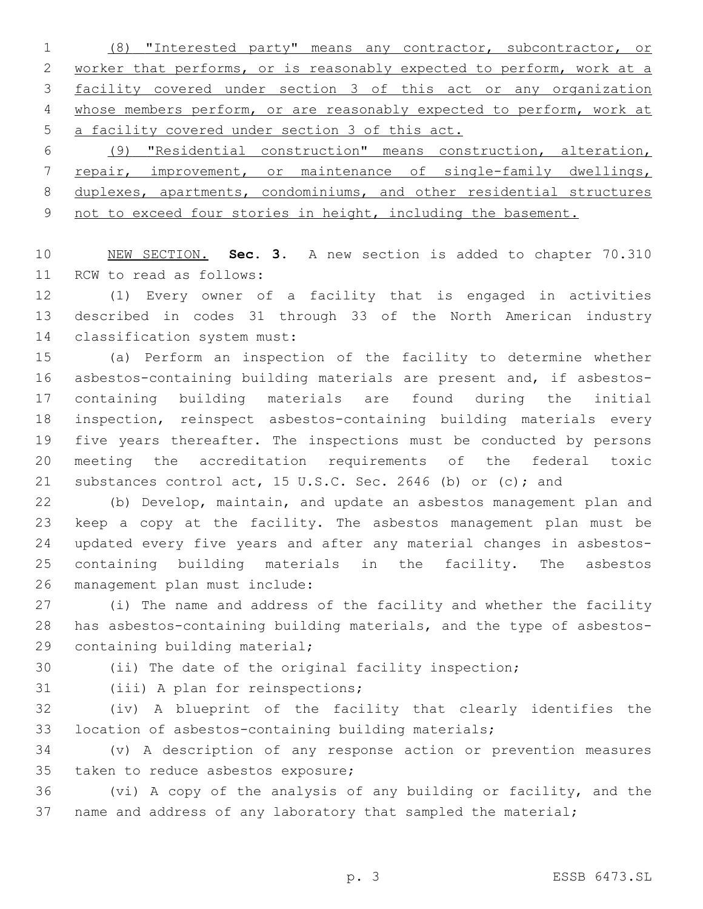(8) "Interested party" means any contractor, subcontractor, or worker that performs, or is reasonably expected to perform, work at a facility covered under section 3 of this act or any organization whose members perform, or are reasonably expected to perform, work at a facility covered under section 3 of this act.

(9) "Residential construction" means construction, alteration, repair, improvement, or maintenance of single-family dwellings, duplexes, apartments, condominiums, and other residential structures not to exceed four stories in height, including the basement.

NEW SECTION. **Sec. 3.** A new section is added to chapter 70.310 RCW to read as follows:

(1) Every owner of a facility that is engaged in activities described in codes 31 through 33 of the North American industry classification system must:

(a) Perform an inspection of the facility to determine whether asbestos-containing building materials are present and, if asbestos-containing building materials are found during the initial inspection, reinspect asbestos-containing building materials every five years thereafter. The inspections must be conducted by persons meeting the accreditation requirements of the federal toxic substances control act, 15 U.S.C. Sec. 2646 (b) or (c); and

(b) Develop, maintain, and update an asbestos management plan and keep a copy at the facility. The asbestos management plan must be updated every five years and after any material changes in asbestos-containing building materials in the facility. The asbestos management plan must include:

(i) The name and address of the facility and whether the facility has asbestos-containing building materials, and the type of asbestos-containing building material;

(ii) The date of the original facility inspection;

(iii) A plan for reinspections;

(iv) A blueprint of the facility that clearly identifies the location of asbestos-containing building materials;

(v) A description of any response action or prevention measures taken to reduce asbestos exposure;

(vi) A copy of the analysis of any building or facility, and the name and address of any laboratory that sampled the material;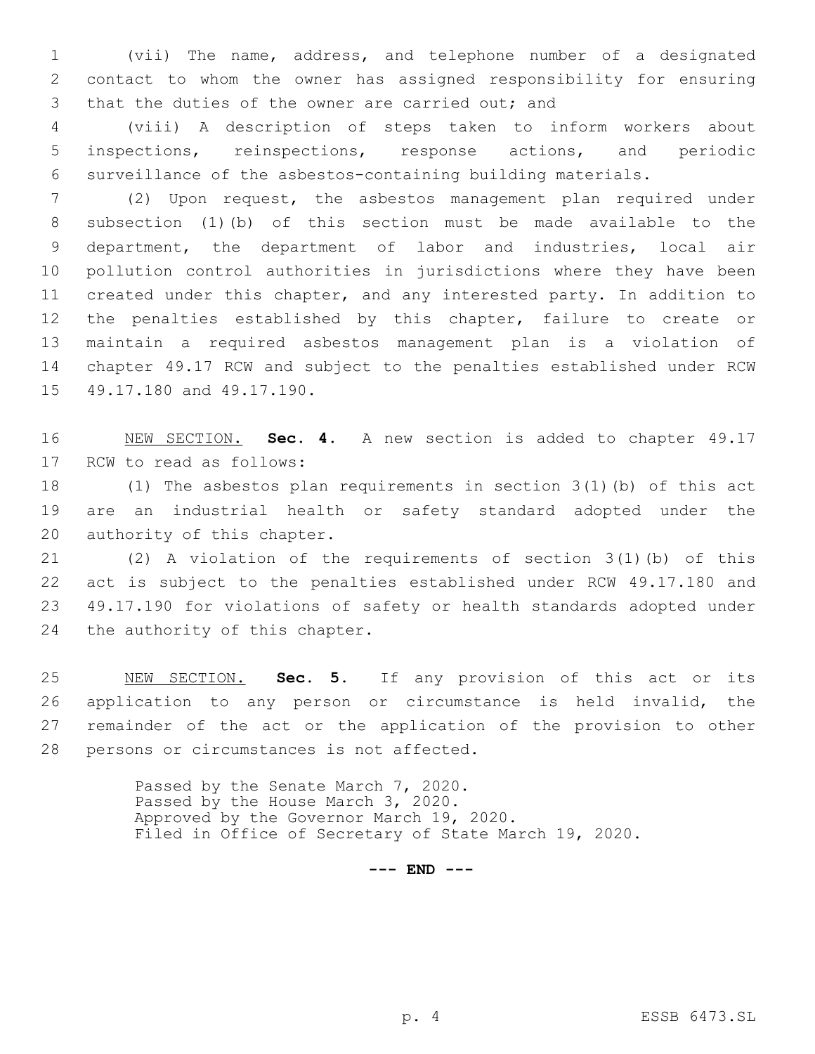(vii) The name, address, and telephone number of a designated contact to whom the owner has assigned responsibility for ensuring that the duties of the owner are carried out; and

(viii) A description of steps taken to inform workers about inspections, reinspections, response actions, and periodic surveillance of the asbestos-containing building materials.

(2) Upon request, the asbestos management plan required under subsection (1)(b) of this section must be made available to the department, the department of labor and industries, local air pollution control authorities in jurisdictions where they have been created under this chapter, and any interested party. In addition to the penalties established by this chapter, failure to create or maintain a required asbestos management plan is a violation of chapter 49.17 RCW and subject to the penalties established under RCW 49.17.180 and 49.17.190.

NEW SECTION. **Sec. 4.** A new section is added to chapter 49.17 RCW to read as follows:

(1) The asbestos plan requirements in section 3(1)(b) of this act are an industrial health or safety standard adopted under the authority of this chapter.

(2) A violation of the requirements of section 3(1)(b) of this act is subject to the penalties established under RCW 49.17.180 and 49.17.190 for violations of safety or health standards adopted under the authority of this chapter.

NEW SECTION. **Sec. 5.** If any provision of this act or its application to any person or circumstance is held invalid, the remainder of the act or the application of the provision to other persons or circumstances is not affected.

Passed by the Senate March 7, 2020.
Passed by the House March 3, 2020.
Approved by the Governor March 19, 2020.
Filed in Office of Secretary of State March 19, 2020.

**--- END ---**